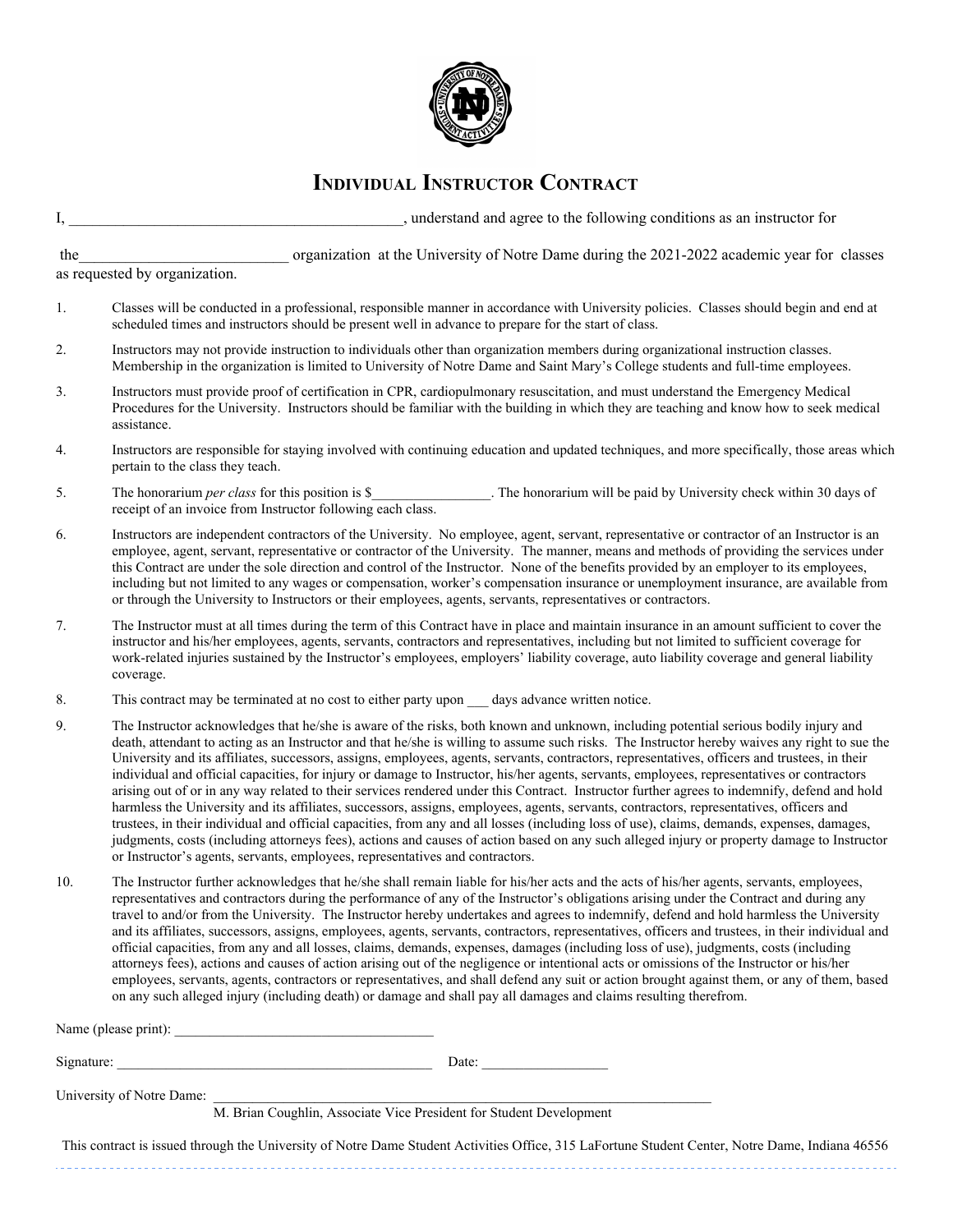# Individual Instructor Contract

I, ___________________________________________, understand and agree to the following conditions as an instructor for

the___________________________ organization at the University of Notre Dame during the 2021-2022 academic year for classes as requested by organization.

1. Classes will be conducted in a professional, responsible manner in accordance with University policies. Classes should begin and end at scheduled times and instructors should be present well in advance to prepare for the start of class.
2. Instructors may not provide instruction to individuals other than organization members during organizational instruction classes. Membership in the organization is limited to University of Notre Dame and Saint Mary's College students and full-time employees.
3. Instructors must provide proof of certification in CPR, cardiopulmonary resuscitation, and must understand the Emergency Medical Procedures for the University. Instructors should be familiar with the building in which they are teaching and know how to seek medical assistance.
4. Instructors are responsible for staying involved with continuing education and updated techniques, and more specifically, those areas which pertain to the class they teach.
5. The honorarium *per class* for this position is $_________________. The honorarium will be paid by University check within 30 days of receipt of an invoice from Instructor following each class.
6. Instructors are independent contractors of the University. No employee, agent, servant, representative or contractor of an Instructor is an employee, agent, servant, representative or contractor of the University. The manner, means and methods of providing the services under this Contract are under the sole direction and control of the Instructor. None of the benefits provided by an employer to its employees, including but not limited to any wages or compensation, worker's compensation insurance or unemployment insurance, are available from or through the University to Instructors or their employees, agents, servants, representatives or contractors.
7. The Instructor must at all times during the term of this Contract have in place and maintain insurance in an amount sufficient to cover the instructor and his/her employees, agents, servants, contractors and representatives, including but not limited to sufficient coverage for work-related injuries sustained by the Instructor's employees, employers' liability coverage, auto liability coverage and general liability coverage.
8. This contract may be terminated at no cost to either party upon ___ days advance written notice.
9. The Instructor acknowledges that he/she is aware of the risks, both known and unknown, including potential serious bodily injury and death, attendant to acting as an Instructor and that he/she is willing to assume such risks. The Instructor hereby waives any right to sue the University and its affiliates, successors, assigns, employees, agents, servants, contractors, representatives, officers and trustees, in their individual and official capacities, for injury or damage to Instructor, his/her agents, servants, employees, representatives or contractors arising out of or in any way related to their services rendered under this Contract. Instructor further agrees to indemnify, defend and hold harmless the University and its affiliates, successors, assigns, employees, agents, servants, contractors, representatives, officers and trustees, in their individual and official capacities, from any and all losses (including loss of use), claims, demands, expenses, damages, judgments, costs (including attorneys fees), actions and causes of action based on any such alleged injury or property damage to Instructor or Instructor's agents, servants, employees, representatives and contractors.
10. The Instructor further acknowledges that he/she shall remain liable for his/her acts and the acts of his/her agents, servants, employees, representatives and contractors during the performance of any of the Instructor's obligations arising under the Contract and during any travel to and/or from the University. The Instructor hereby undertakes and agrees to indemnify, defend and hold harmless the University and its affiliates, successors, assigns, employees, agents, servants, contractors, representatives, officers and trustees, in their individual and official capacities, from any and all losses, claims, demands, expenses, damages (including loss of use), judgments, costs (including attorneys fees), actions and causes of action arising out of the negligence or intentional acts or omissions of the Instructor or his/her employees, servants, agents, contractors or representatives, and shall defend any suit or action brought against them, or any of them, based on any such alleged injury (including death) or damage and shall pay all damages and claims resulting therefrom.

Name (please print): ______________________________________

Signature: ______________________________________________ Date: __________________

University of Notre Dame: ___________________________________________________________________________
M. Brian Coughlin, Associate Vice President for Student Development

This contract is issued through the University of Notre Dame Student Activities Office, 315 LaFortune Student Center, Notre Dame, Indiana 46556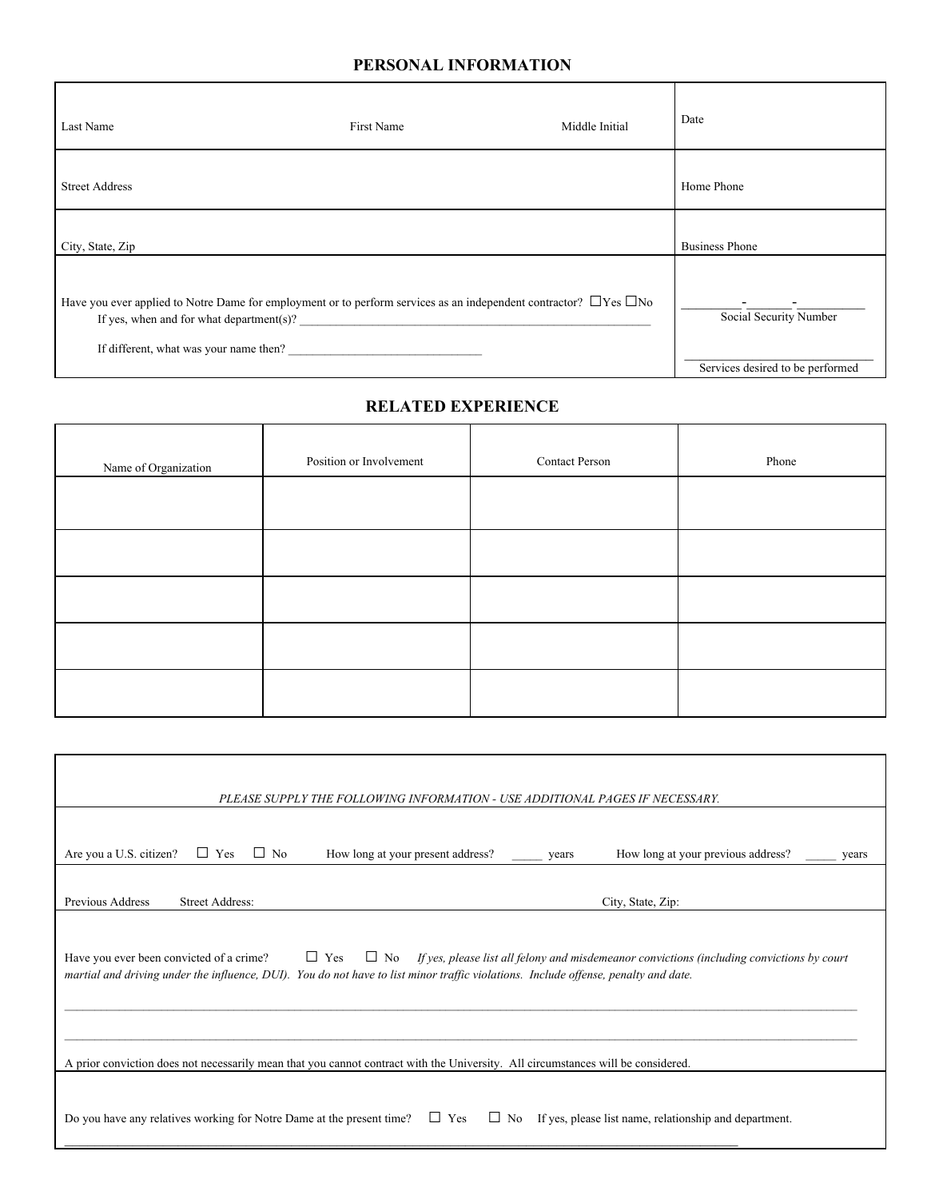## PERSONAL INFORMATION

| | | | |
|---|---|---|---|
| Last Name | First Name | Middle Initial | Date |
| Street Address | | | Home Phone |
| City, State, Zip | | | Business Phone |

Have you ever applied to Notre Dame for employment or to perform services as an independent contractor? ☐Yes ☐No

If yes, when and for what department(s)? ___________________________________________________________

If different, what was your name then? ________________________________

_________-_______-__________
Social Security Number

______________________________
Services desired to be performed

## RELATED EXPERIENCE

| Name of Organization | Position or Involvement | Contact Person | Phone |
|---|---|---|---|
| | | | |
| | | | |
| | | | |
| | | | |
| | | | |

*PLEASE SUPPLY THE FOLLOWING INFORMATION - USE ADDITIONAL PAGES IF NECESSARY.*

Are you a U.S. citizen? ☐ Yes ☐ No How long at your present address? _____ years How long at your previous address? _____ years

Previous Address Street Address: City, State, Zip:

Have you ever been convicted of a crime? ☐ Yes ☐ No *If yes, please list all felony and misdemeanor convictions (including convictions by court martial and driving under the influence, DUI). You do not have to list minor traffic violations. Include offense, penalty and date.*

_______________________________________________________________________________________________

_______________________________________________________________________________________________

A prior conviction does not necessarily mean that you cannot contract with the University. All circumstances will be considered.

Do you have any relatives working for Notre Dame at the present time? ☐ Yes ☐ No If yes, please list name, relationship and department.

_______________________________________________________________________________________________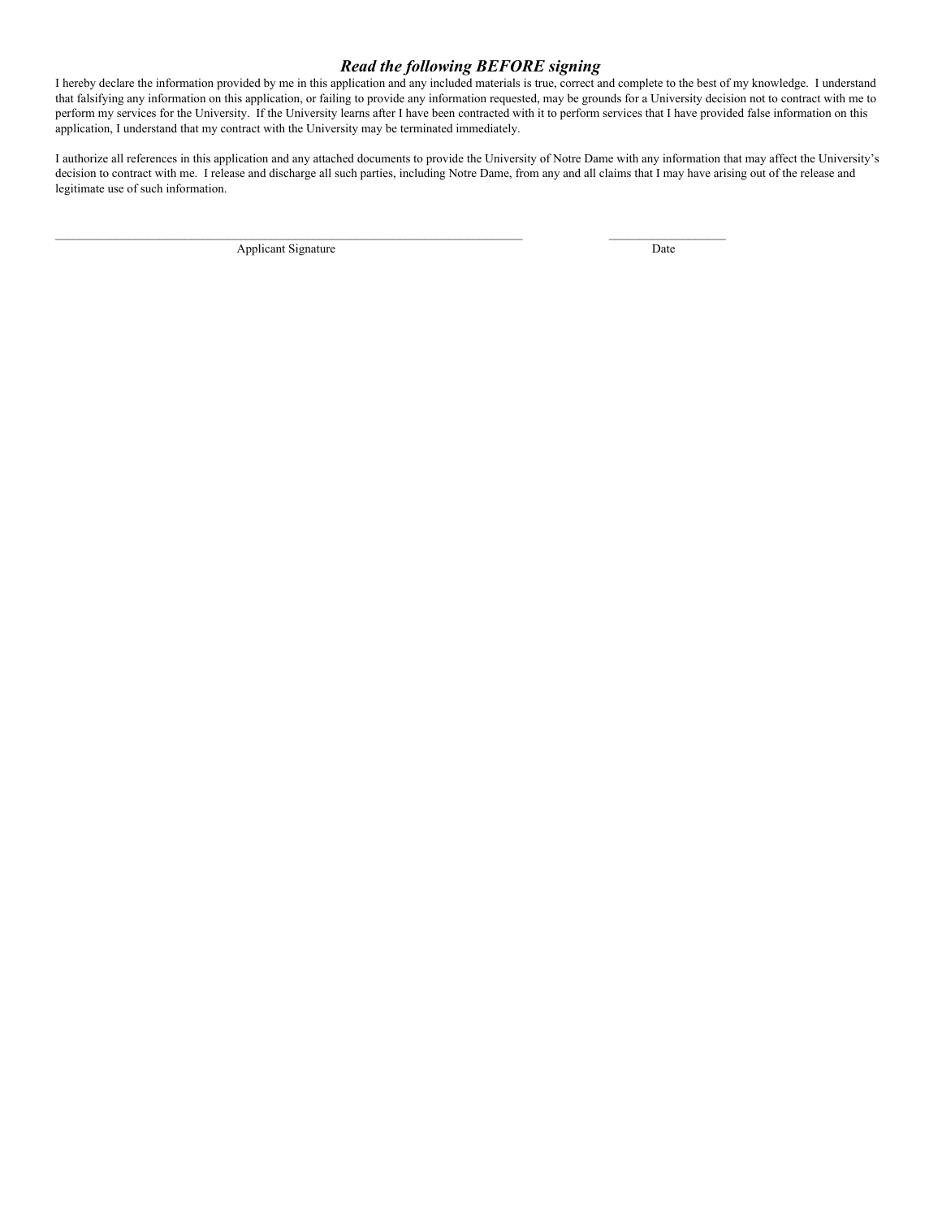## ***Read the following BEFORE signing***

I hereby declare the information provided by me in this application and any included materials is true, correct and complete to the best of my knowledge. I understand that falsifying any information on this application, or failing to provide any information requested, may be grounds for a University decision not to contract with me to perform my services for the University. If the University learns after I have been contracted with it to perform services that I have provided false information on this application, I understand that my contract with the University may be terminated immediately.

I authorize all references in this application and any attached documents to provide the University of Notre Dame with any information that may affect the University's decision to contract with me. I release and discharge all such parties, including Notre Dame, from any and all claims that I may have arising out of the release and legitimate use of such information.

\_\_\_\_\_\_\_\_\_\_\_\_\_\_\_\_\_\_\_\_\_\_\_\_\_\_\_\_\_\_\_\_\_\_\_\_\_\_\_\_\_\_\_\_\_\_\_\_\_\_\_\_\_\_\_\_\_\_\_\_
Applicant Signature

\_\_\_\_\_\_\_\_\_\_\_\_\_\_\_\_\_\_\_\_
Date